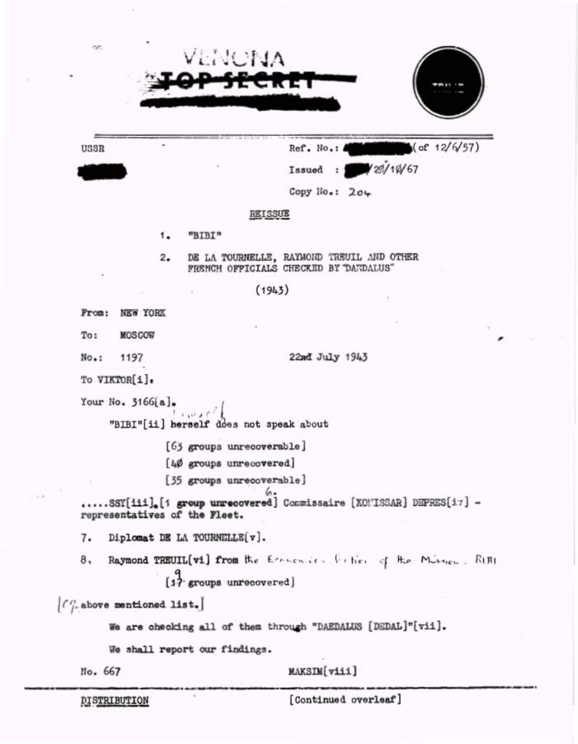VENONA

TOP SECRET

USSR

Ref. No.: (of 12/6/57)

Issued : /20/10/67

Copy No.: 204

REISSUE

1. "BIBI"

2. DE LA TOURNELLE, RAYMOND TREUIL AND OTHER FRENCH OFFICIALS CHECKED BY "DAEDALUS"

(1943)

From: NEW YORK

To: MOSCOW

No.: 1197

22nd July 1943

To VIKTOR[i].

Your No. 3166[a].

"BIBI"[ii] herself does not speak about

[63 groups unrecoverable]

[40 groups unrecovered]

[35 groups unrecoverable]

6. .....SSY[iii].[1 group unrecovered] Commissaire [KOMISSAR] DEPRES[iv] - representatives of the Fleet.

7. Diplomat DE LA TOURNELLE[v].

8. Raymond TREUIL[vi] from the Economic Section of the Mission. BIBI

[9 groups unrecovered]

[09.] above mentioned list.]

We are checking all of them through "DAEDALUS [DEDAL]"[vii].

We shall report our findings.

No. 667

MAKSIM[viii]

DISTRIBUTION

[Continued overleaf]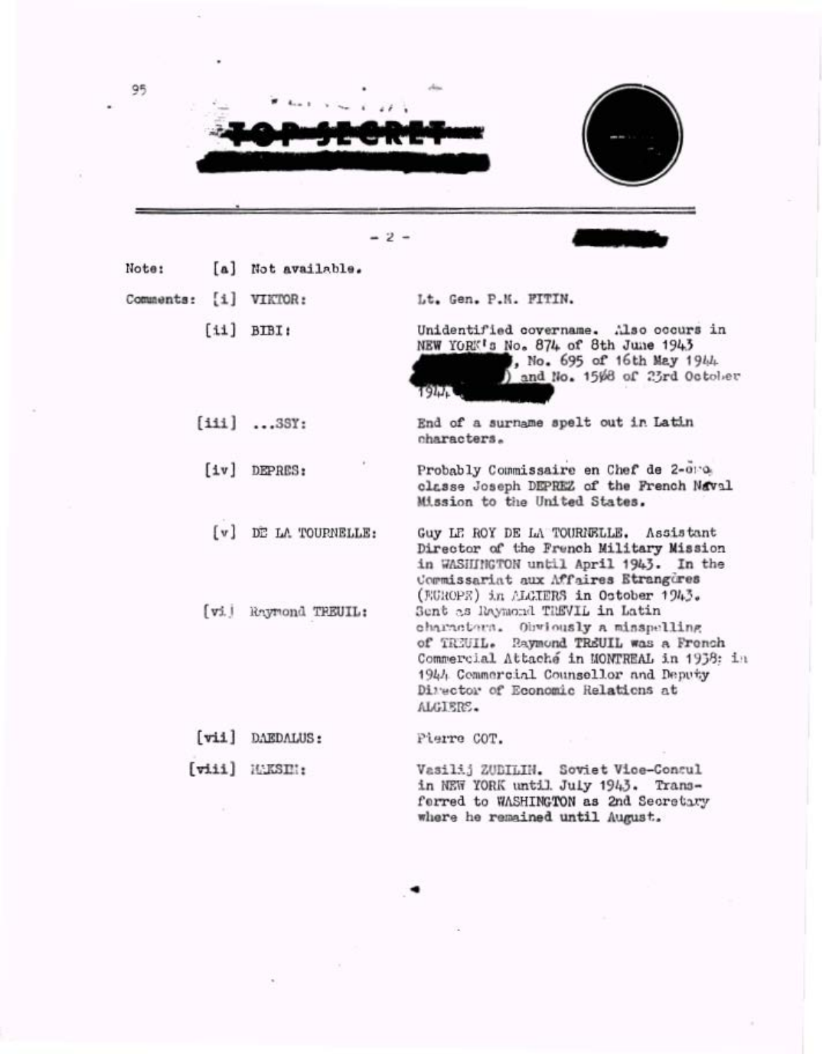TOP SECRET

Note: [a] Not available.

Comments: [i] VIKTOR: Lt. Gen. P.M. FITIN.

[ii] BIBI: Unidentified covername. Also occurs in NEW YORK's No. 874 of 8th June 1943, No. 695 of 16th May 1944 and No. 1508 of 23rd October 1944.

[iii] ...SSY: End of a surname spelt out in Latin characters.

[iv] DEPRES: Probably Commissaire en Chef de 2-ème classe Joseph DEPREZ of the French Naval Mission to the United States.

[v] DE LA TOURNELLE: Guy LE ROY DE LA TOURNELLE. Assistant Director of the French Military Mission in WASHINGTON until April 1943. In the Commissariat aux Affaires Etrangères (EUROPE) in ALGIERS in October 1943.

[vi] Raymond TREUIL: Sent as Raymond TREVIL in Latin characters. Obviously a misspelling of TREUIL. Raymond TREUIL was a French Commercial Attaché in MONTREAL in 1938; in 1944 Commercial Counsellor and Deputy Director of Economic Relations at ALGIERS.

[vii] DAEDALUS: Pierre COT.

[viii] MAKSIM: Vasilij ZUBILIN. Soviet Vice-Consul in NEW YORK until July 1943. Transferred to WASHINGTON as 2nd Secretary where he remained until August.